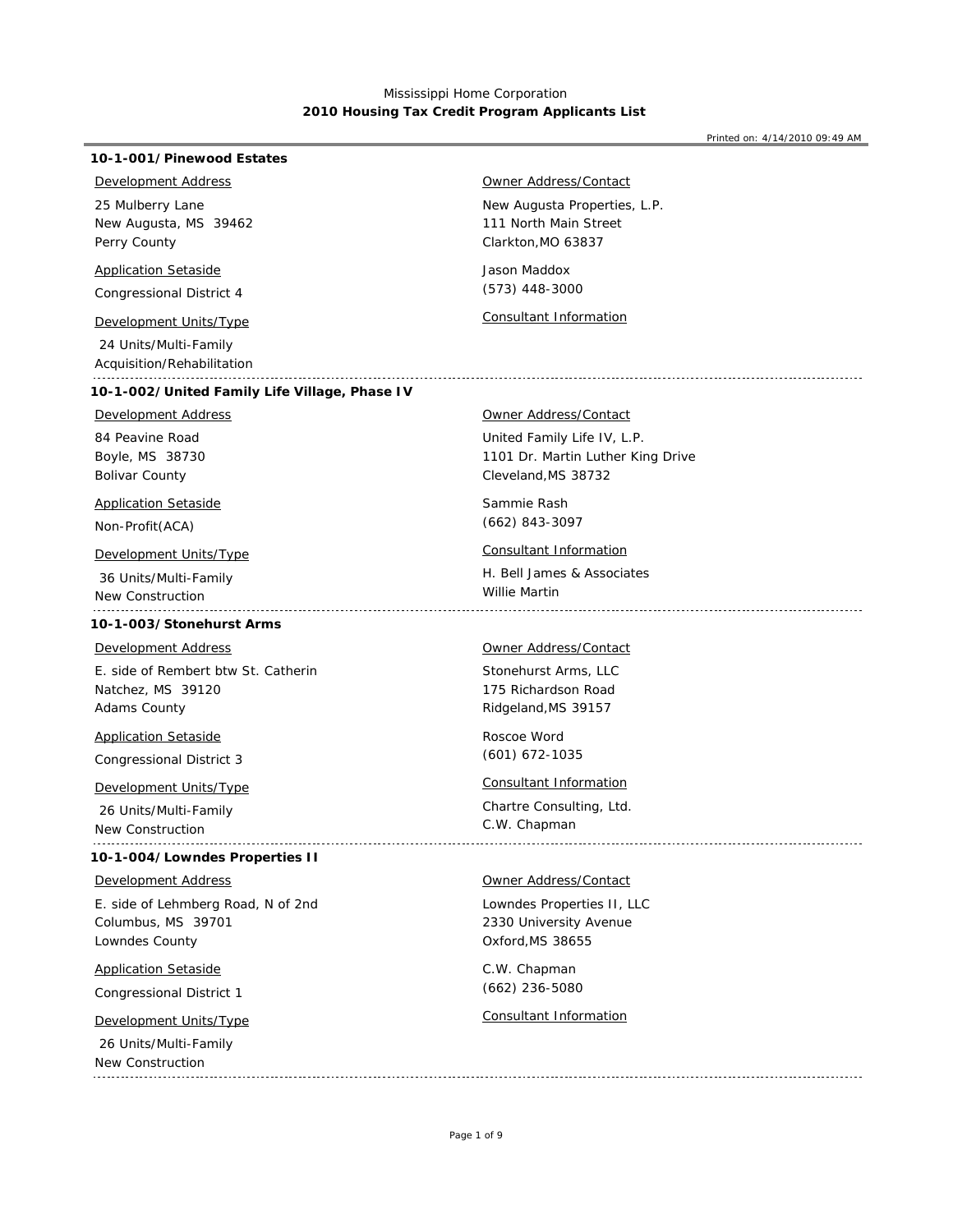Mississippi Home Corporation

**2010 Housing Tax Credit Program Applicants List**

Printed on: 4/14/2010 09:49 AM

### 10-1-001/Pinewood Estates

Development Address

25 Mulberry Lane
New Augusta, MS 39462
Perry County

Application Setaside

Congressional District 4

Development Units/Type

24 Units/Multi-Family
Acquisition/Rehabilitation

Owner Address/Contact

New Augusta Properties, L.P.
111 North Main Street
Clarkton,MO 63837

Jason Maddox
(573) 448-3000

Consultant Information

---

### 10-1-002/United Family Life Village, Phase IV

Development Address

84 Peavine Road
Boyle, MS 38730
Bolivar County

Application Setaside

Non-Profit(ACA)

Development Units/Type

36 Units/Multi-Family
New Construction

Owner Address/Contact

United Family Life IV, L.P.
1101 Dr. Martin Luther King Drive
Cleveland,MS 38732

Sammie Rash
(662) 843-3097

Consultant Information

H. Bell James & Associates
Willie Martin

---

### 10-1-003/Stonehurst Arms

Development Address

E. side of Rembert btw St. Catherin
Natchez, MS 39120
Adams County

Application Setaside

Congressional District 3

Development Units/Type

26 Units/Multi-Family
New Construction

Owner Address/Contact

Stonehurst Arms, LLC
175 Richardson Road
Ridgeland,MS 39157

Roscoe Word
(601) 672-1035

Consultant Information

Chartre Consulting, Ltd.
C.W. Chapman

---

### 10-1-004/Lowndes Properties II

Development Address

E. side of Lehmberg Road, N of 2nd
Columbus, MS 39701
Lowndes County

Application Setaside

Congressional District 1

Development Units/Type

26 Units/Multi-Family
New Construction

Owner Address/Contact

Lowndes Properties II, LLC
2330 University Avenue
Oxford,MS 38655

C.W. Chapman
(662) 236-5080

Consultant Information

---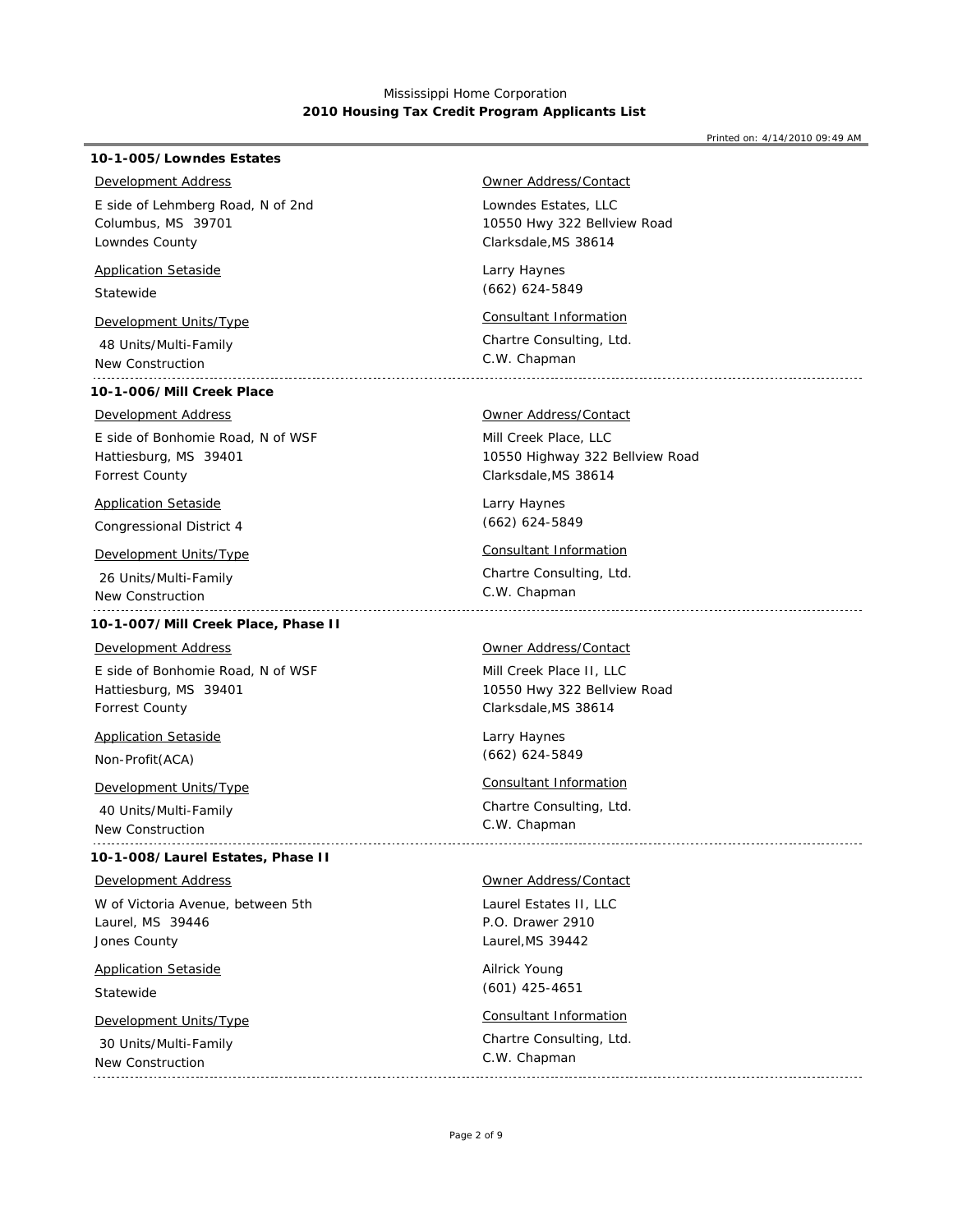Mississippi Home Corporation
**2010 Housing Tax Credit Program Applicants List**

Printed on: 4/14/2010 09:49 AM

### 10-1-005/Lowndes Estates

**Development Address**

E side of Lehmberg Road, N of 2nd
Columbus, MS 39701
Lowndes County

**Application Setaside**

Statewide

**Development Units/Type**

48 Units/Multi-Family
New Construction

**Owner Address/Contact**

Lowndes Estates, LLC
10550 Hwy 322 Bellview Road
Clarksdale,MS 38614

Larry Haynes
(662) 624-5849

**Consultant Information**

Chartre Consulting, Ltd.
C.W. Chapman

---

### 10-1-006/Mill Creek Place

**Development Address**

E side of Bonhomie Road, N of WSF
Hattiesburg, MS 39401
Forrest County

**Application Setaside**

Congressional District 4

**Development Units/Type**

26 Units/Multi-Family
New Construction

**Owner Address/Contact**

Mill Creek Place, LLC
10550 Highway 322 Bellview Road
Clarksdale,MS 38614

Larry Haynes
(662) 624-5849

**Consultant Information**

Chartre Consulting, Ltd.
C.W. Chapman

---

### 10-1-007/Mill Creek Place, Phase II

**Development Address**

E side of Bonhomie Road, N of WSF
Hattiesburg, MS 39401
Forrest County

**Application Setaside**

Non-Profit(ACA)

**Development Units/Type**

40 Units/Multi-Family
New Construction

**Owner Address/Contact**

Mill Creek Place II, LLC
10550 Hwy 322 Bellview Road
Clarksdale,MS 38614

Larry Haynes
(662) 624-5849

**Consultant Information**

Chartre Consulting, Ltd.
C.W. Chapman

---

### 10-1-008/Laurel Estates, Phase II

**Development Address**

W of Victoria Avenue, between 5th
Laurel, MS 39446
Jones County

**Application Setaside**

Statewide

**Development Units/Type**

30 Units/Multi-Family
New Construction

**Owner Address/Contact**

Laurel Estates II, LLC
P.O. Drawer 2910
Laurel,MS 39442

Ailrick Young
(601) 425-4651

**Consultant Information**

Chartre Consulting, Ltd.
C.W. Chapman

---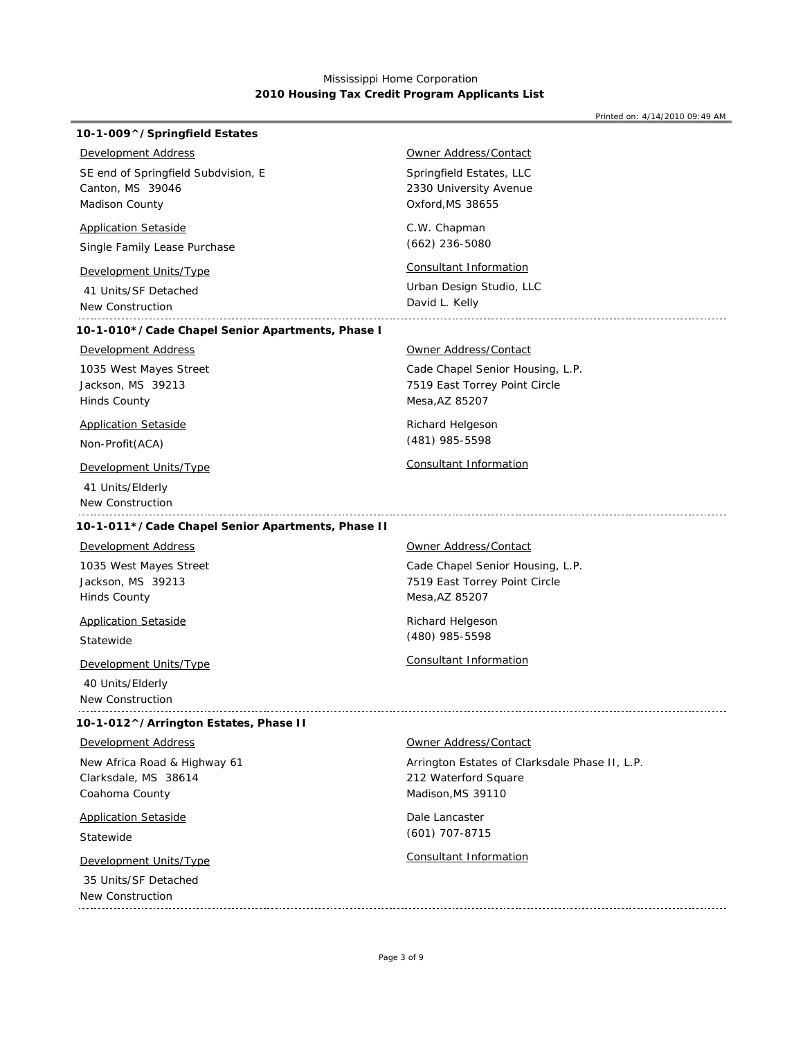Mississippi Home Corporation
**2010 Housing Tax Credit Program Applicants List**

Printed on: 4/14/2010 09:49 AM

### 10-1-009^/Springfield Estates

**Development Address**
SE end of Springfield Subdvision, E
Canton, MS 39046
Madison County

**Application Setaside**
Single Family Lease Purchase

**Development Units/Type**
41 Units/SF Detached
New Construction

**Owner Address/Contact**
Springfield Estates, LLC
2330 University Avenue
Oxford,MS 38655

C.W. Chapman
(662) 236-5080

**Consultant Information**
Urban Design Studio, LLC
David L. Kelly

---

### 10-1-010*/Cade Chapel Senior Apartments, Phase I

**Development Address**
1035 West Mayes Street
Jackson, MS 39213
Hinds County

**Application Setaside**
Non-Profit(ACA)

**Development Units/Type**
41 Units/Elderly
New Construction

**Owner Address/Contact**
Cade Chapel Senior Housing, L.P.
7519 East Torrey Point Circle
Mesa,AZ 85207

Richard Helgeson
(481) 985-5598

**Consultant Information**

---

### 10-1-011*/Cade Chapel Senior Apartments, Phase II

**Development Address**
1035 West Mayes Street
Jackson, MS 39213
Hinds County

**Application Setaside**
Statewide

**Development Units/Type**
40 Units/Elderly
New Construction

**Owner Address/Contact**
Cade Chapel Senior Housing, L.P.
7519 East Torrey Point Circle
Mesa,AZ 85207

Richard Helgeson
(480) 985-5598

**Consultant Information**

---

### 10-1-012^/Arrington Estates, Phase II

**Development Address**
New Africa Road & Highway 61
Clarksdale, MS 38614
Coahoma County

**Application Setaside**
Statewide

**Development Units/Type**
35 Units/SF Detached
New Construction

**Owner Address/Contact**
Arrington Estates of Clarksdale Phase II, L.P.
212 Waterford Square
Madison,MS 39110

Dale Lancaster
(601) 707-8715

**Consultant Information**

---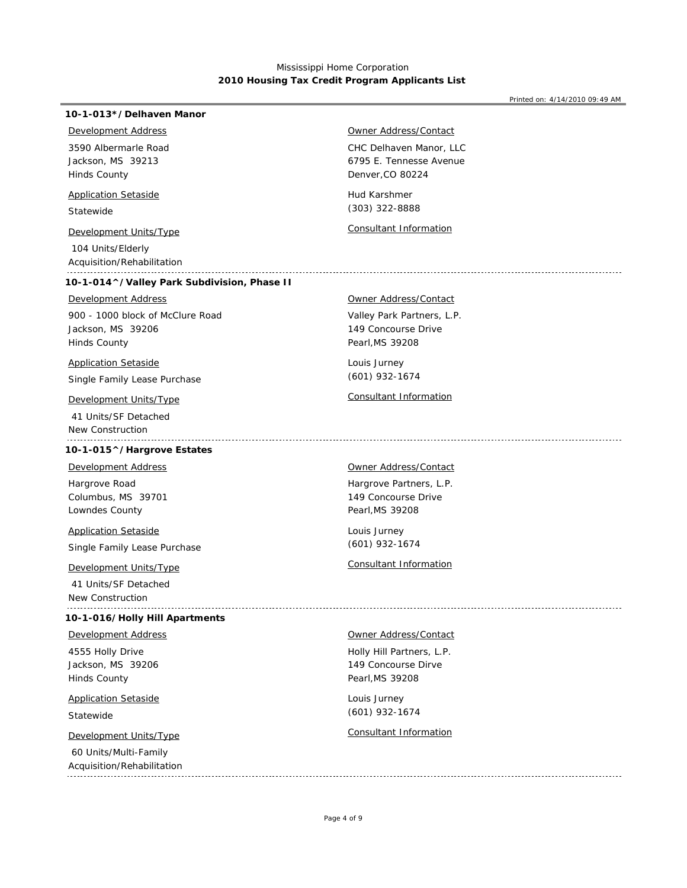Mississippi Home Corporation
**2010 Housing Tax Credit Program Applicants List**

Printed on: 4/14/2010 09:49 AM

### 10-1-013*/Delhaven Manor

**Development Address**

3590 Albermarle Road
Jackson, MS 39213
Hinds County

**Application Setaside**

Statewide

**Development Units/Type**

104 Units/Elderly
Acquisition/Rehabilitation

**Owner Address/Contact**

CHC Delhaven Manor, LLC
6795 E. Tennesse Avenue
Denver,CO 80224

Hud Karshmer
(303) 322-8888

**Consultant Information**

---

### 10-1-014^/Valley Park Subdivision, Phase II

**Development Address**

900 - 1000 block of McClure Road
Jackson, MS 39206
Hinds County

**Application Setaside**

Single Family Lease Purchase

**Development Units/Type**

41 Units/SF Detached
New Construction

**Owner Address/Contact**

Valley Park Partners, L.P.
149 Concourse Drive
Pearl,MS 39208

Louis Jurney
(601) 932-1674

**Consultant Information**

---

### 10-1-015^/Hargrove Estates

**Development Address**

Hargrove Road
Columbus, MS 39701
Lowndes County

**Application Setaside**

Single Family Lease Purchase

**Development Units/Type**

41 Units/SF Detached
New Construction

**Owner Address/Contact**

Hargrove Partners, L.P.
149 Concourse Drive
Pearl,MS 39208

Louis Jurney
(601) 932-1674

**Consultant Information**

---

### 10-1-016/Holly Hill Apartments

**Development Address**

4555 Holly Drive
Jackson, MS 39206
Hinds County

**Application Setaside**

Statewide

**Development Units/Type**

60 Units/Multi-Family
Acquisition/Rehabilitation

**Owner Address/Contact**

Holly Hill Partners, L.P.
149 Concourse Dirve
Pearl,MS 39208

Louis Jurney
(601) 932-1674

**Consultant Information**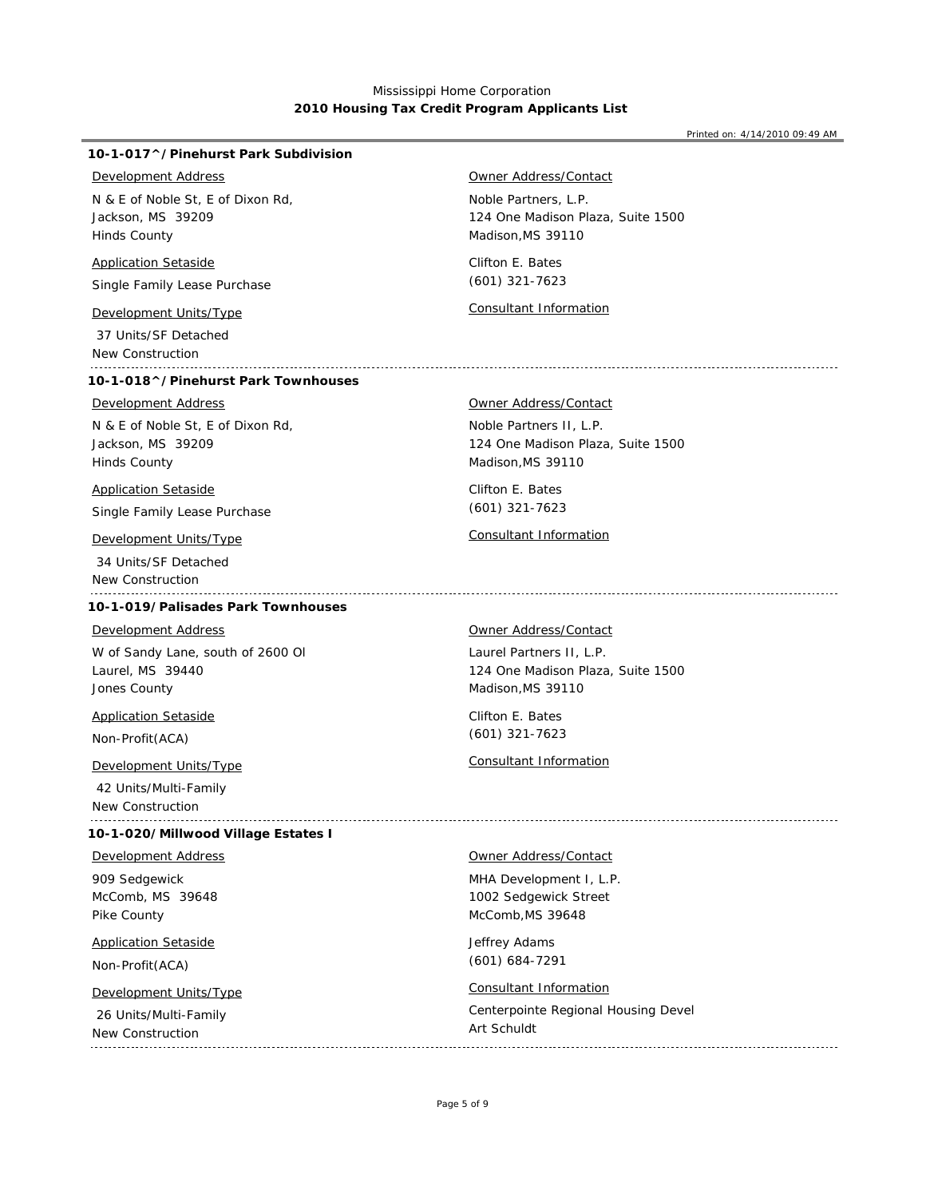Mississippi Home Corporation
**2010 Housing Tax Credit Program Applicants List**

Printed on: 4/14/2010 09:49 AM

---

**10-1-017^/Pinehurst Park Subdivision**

Development Address

N & E of Noble St, E of Dixon Rd,
Jackson, MS 39209
Hinds County

Application Setaside

Single Family Lease Purchase

Development Units/Type

37 Units/SF Detached
New Construction

Owner Address/Contact

Noble Partners, L.P.
124 One Madison Plaza, Suite 1500
Madison,MS 39110

Clifton E. Bates
(601) 321-7623

Consultant Information

---

**10-1-018^/Pinehurst Park Townhouses**

Development Address

N & E of Noble St, E of Dixon Rd,
Jackson, MS 39209
Hinds County

Application Setaside

Single Family Lease Purchase

Development Units/Type

34 Units/SF Detached
New Construction

Owner Address/Contact

Noble Partners II, L.P.
124 One Madison Plaza, Suite 1500
Madison,MS 39110

Clifton E. Bates
(601) 321-7623

Consultant Information

---

**10-1-019/Palisades Park Townhouses**

Development Address

W of Sandy Lane, south of 2600 Ol
Laurel, MS 39440
Jones County

Application Setaside

Non-Profit(ACA)

Development Units/Type

42 Units/Multi-Family
New Construction

Owner Address/Contact

Laurel Partners II, L.P.
124 One Madison Plaza, Suite 1500
Madison,MS 39110

Clifton E. Bates
(601) 321-7623

Consultant Information

---

**10-1-020/Millwood Village Estates I**

Development Address

909 Sedgewick
McComb, MS 39648
Pike County

Application Setaside

Non-Profit(ACA)

Development Units/Type

26 Units/Multi-Family
New Construction

Owner Address/Contact

MHA Development I, L.P.
1002 Sedgewick Street
McComb,MS 39648

Jeffrey Adams
(601) 684-7291

Consultant Information

Centerpointe Regional Housing Devel
Art Schuldt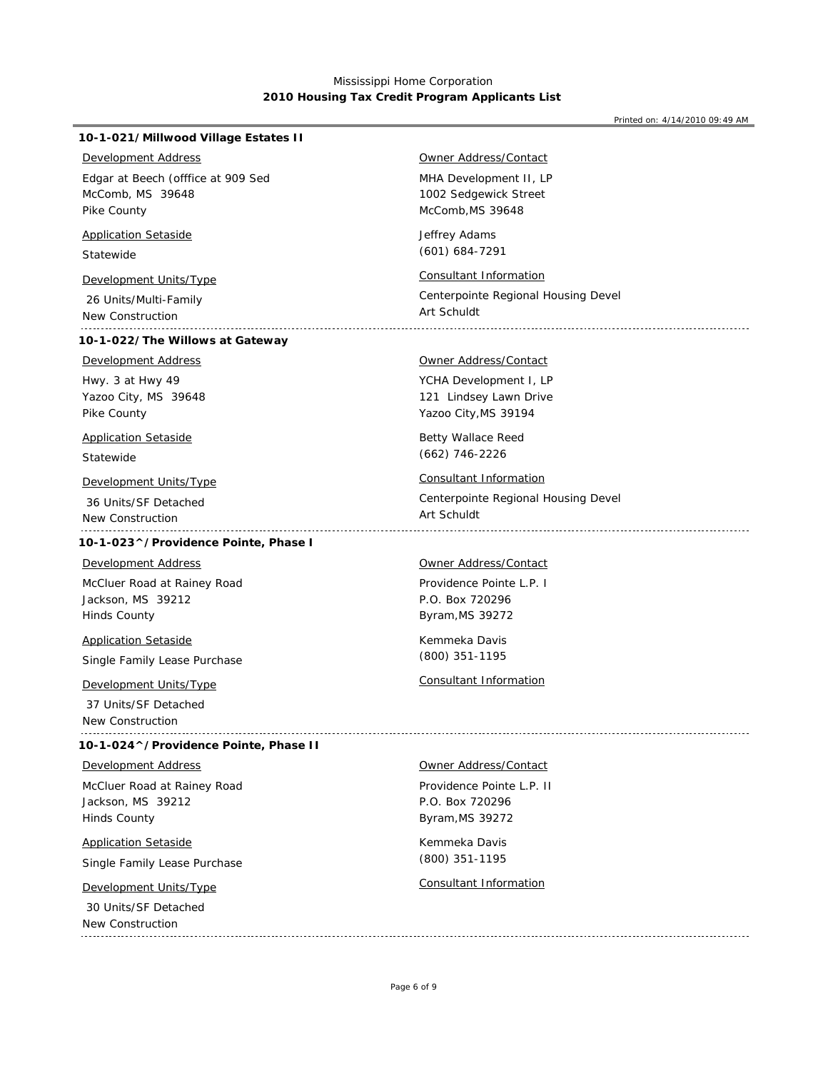Mississippi Home Corporation
**2010 Housing Tax Credit Program Applicants List**

Printed on: 4/14/2010 09:49 AM

### 10-1-021/Millwood Village Estates II

Development Address
Edgar at Beech (offfice at 909 Sed
McComb, MS 39648
Pike County

Application Setaside
Statewide

Development Units/Type
26 Units/Multi-Family
New Construction

Owner Address/Contact
MHA Development II, LP
1002 Sedgewick Street
McComb,MS 39648

Jeffrey Adams
(601) 684-7291

Consultant Information
Centerpointe Regional Housing Devel
Art Schuldt

---

### 10-1-022/The Willows at Gateway

Development Address
Hwy. 3 at Hwy 49
Yazoo City, MS 39648
Pike County

Application Setaside
Statewide

Development Units/Type
36 Units/SF Detached
New Construction

Owner Address/Contact
YCHA Development I, LP
121 Lindsey Lawn Drive
Yazoo City,MS 39194

Betty Wallace Reed
(662) 746-2226

Consultant Information
Centerpointe Regional Housing Devel
Art Schuldt

---

### 10-1-023^/Providence Pointe, Phase I

Development Address
McCluer Road at Rainey Road
Jackson, MS 39212
Hinds County

Application Setaside
Single Family Lease Purchase

Development Units/Type
37 Units/SF Detached
New Construction

Owner Address/Contact
Providence Pointe L.P. I
P.O. Box 720296
Byram,MS 39272

Kemmeka Davis
(800) 351-1195

Consultant Information

---

### 10-1-024^/Providence Pointe, Phase II

Development Address
McCluer Road at Rainey Road
Jackson, MS 39212
Hinds County

Application Setaside
Single Family Lease Purchase

Development Units/Type
30 Units/SF Detached
New Construction

Owner Address/Contact
Providence Pointe L.P. II
P.O. Box 720296
Byram,MS 39272

Kemmeka Davis
(800) 351-1195

Consultant Information

---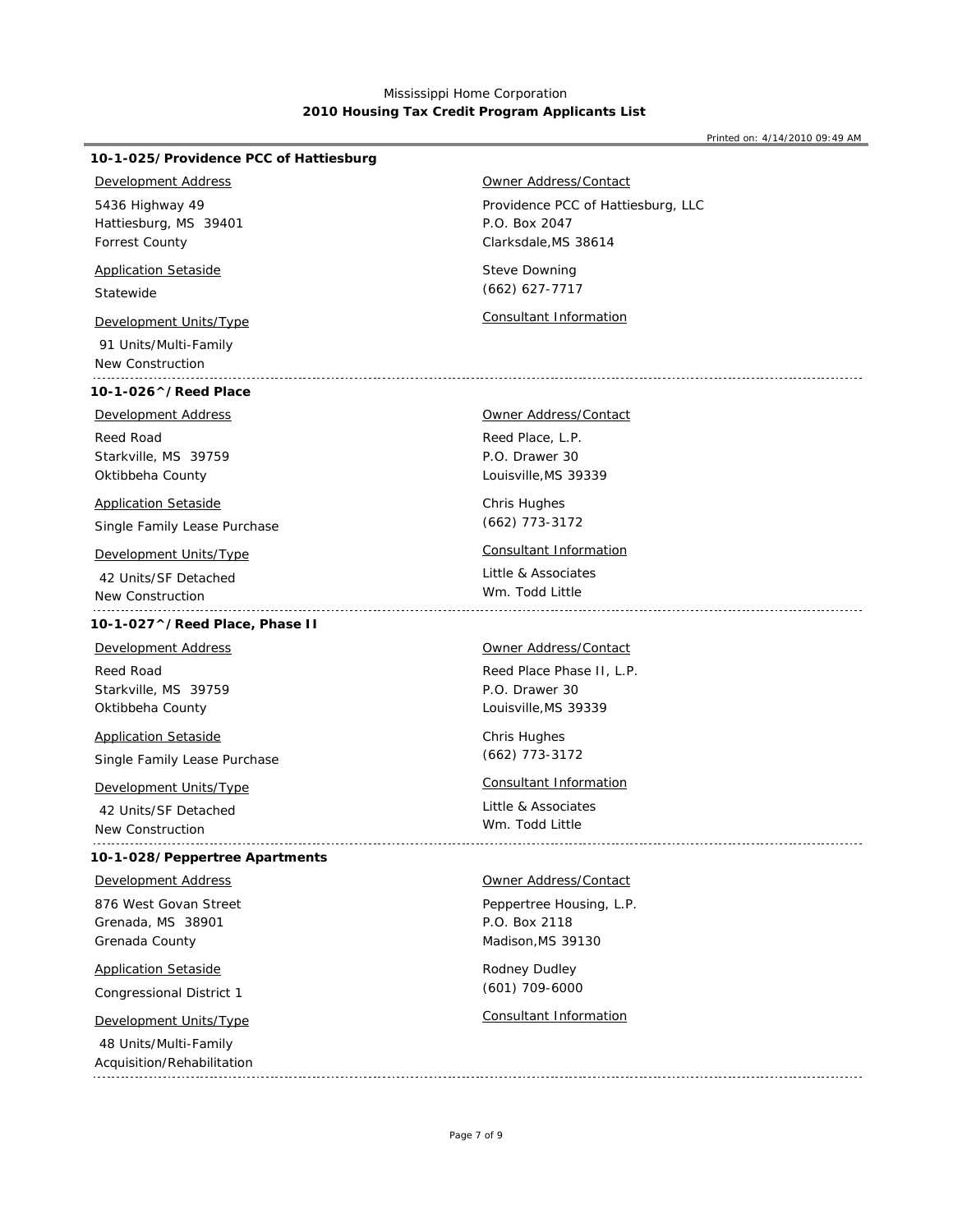Mississippi Home Corporation

**2010 Housing Tax Credit Program Applicants List**

Printed on: 4/14/2010 09:49 AM

**10-1-025/Providence PCC of Hattiesburg**

Development Address

5436 Highway 49
Hattiesburg, MS 39401
Forrest County

Application Setaside

Statewide

Development Units/Type

91 Units/Multi-Family
New Construction

Owner Address/Contact

Providence PCC of Hattiesburg, LLC
P.O. Box 2047
Clarksdale,MS 38614

Steve Downing
(662) 627-7717

Consultant Information

---

**10-1-026^/Reed Place**

Development Address

Reed Road
Starkville, MS 39759
Oktibbeha County

Application Setaside

Single Family Lease Purchase

Development Units/Type

42 Units/SF Detached
New Construction

Owner Address/Contact

Reed Place, L.P.
P.O. Drawer 30
Louisville,MS 39339

Chris Hughes
(662) 773-3172

Consultant Information

Little & Associates
Wm. Todd Little

---

**10-1-027^/Reed Place, Phase II**

Development Address

Reed Road
Starkville, MS 39759
Oktibbeha County

Application Setaside

Single Family Lease Purchase

Development Units/Type

42 Units/SF Detached
New Construction

Owner Address/Contact

Reed Place Phase II, L.P.
P.O. Drawer 30
Louisville,MS 39339

Chris Hughes
(662) 773-3172

Consultant Information

Little & Associates
Wm. Todd Little

---

**10-1-028/Peppertree Apartments**

Development Address

876 West Govan Street
Grenada, MS 38901
Grenada County

Application Setaside

Congressional District 1

Development Units/Type

48 Units/Multi-Family
Acquisition/Rehabilitation

Owner Address/Contact

Peppertree Housing, L.P.
P.O. Box 2118
Madison,MS 39130

Rodney Dudley
(601) 709-6000

Consultant Information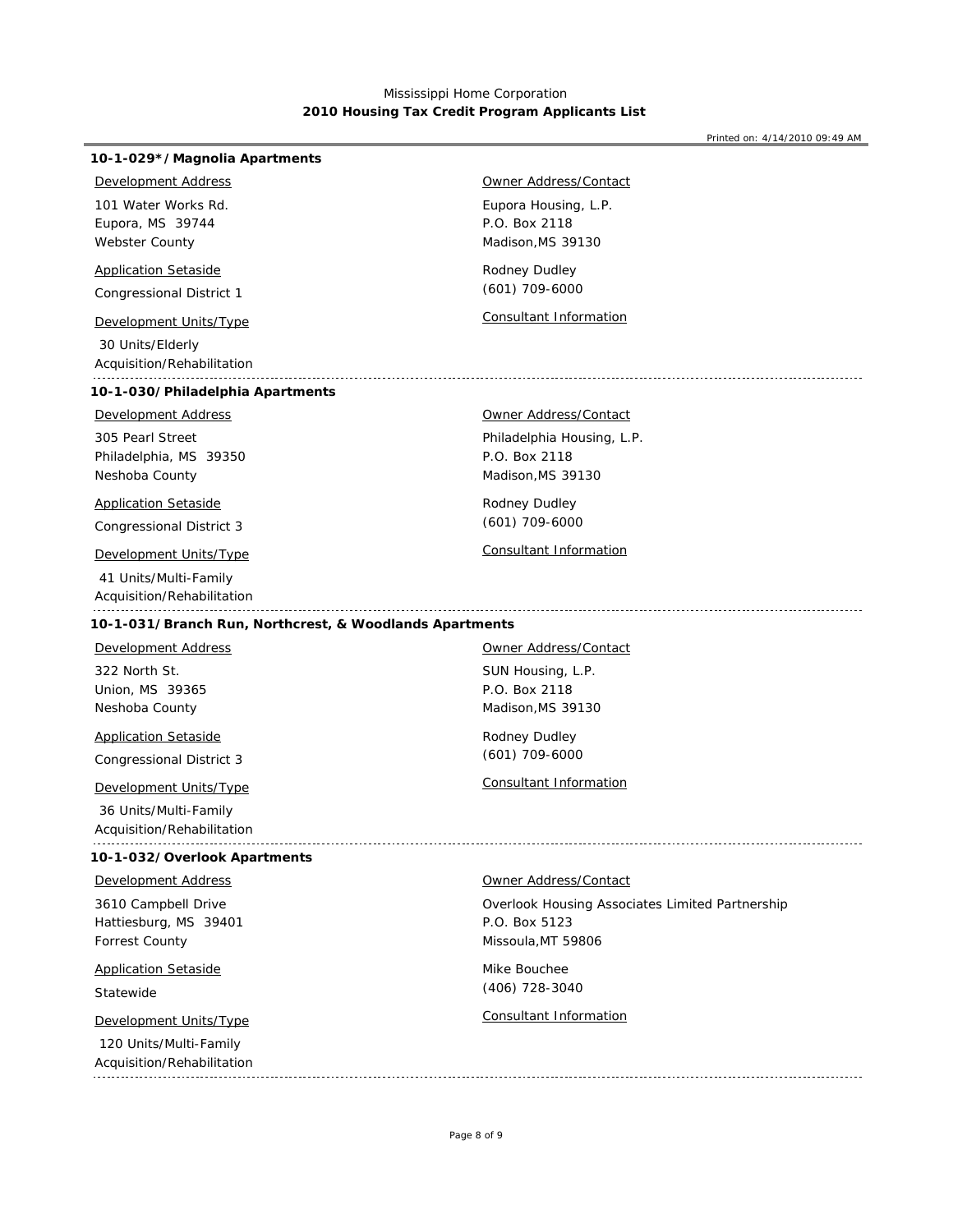Mississippi Home Corporation
**2010 Housing Tax Credit Program Applicants List**

Printed on: 4/14/2010 09:49 AM

### 10-1-029*/Magnolia Apartments

Development Address

101 Water Works Rd.
Eupora, MS 39744
Webster County

Application Setaside

Congressional District 1

Development Units/Type

30 Units/Elderly
Acquisition/Rehabilitation

Owner Address/Contact

Eupora Housing, L.P.
P.O. Box 2118
Madison,MS 39130

Rodney Dudley
(601) 709-6000

Consultant Information

---

### 10-1-030/Philadelphia Apartments

Development Address

305 Pearl Street
Philadelphia, MS 39350
Neshoba County

Application Setaside

Congressional District 3

Development Units/Type

41 Units/Multi-Family
Acquisition/Rehabilitation

Owner Address/Contact

Philadelphia Housing, L.P.
P.O. Box 2118
Madison,MS 39130

Rodney Dudley
(601) 709-6000

Consultant Information

---

### 10-1-031/Branch Run, Northcrest, & Woodlands Apartments

Development Address

322 North St.
Union, MS 39365
Neshoba County

Application Setaside

Congressional District 3

Development Units/Type

36 Units/Multi-Family
Acquisition/Rehabilitation

Owner Address/Contact

SUN Housing, L.P.
P.O. Box 2118
Madison,MS 39130

Rodney Dudley
(601) 709-6000

Consultant Information

---

### 10-1-032/Overlook Apartments

Development Address

3610 Campbell Drive
Hattiesburg, MS 39401
Forrest County

Application Setaside

Statewide

Development Units/Type

120 Units/Multi-Family
Acquisition/Rehabilitation

Owner Address/Contact

Overlook Housing Associates Limited Partnership
P.O. Box 5123
Missoula,MT 59806

Mike Bouchee
(406) 728-3040

Consultant Information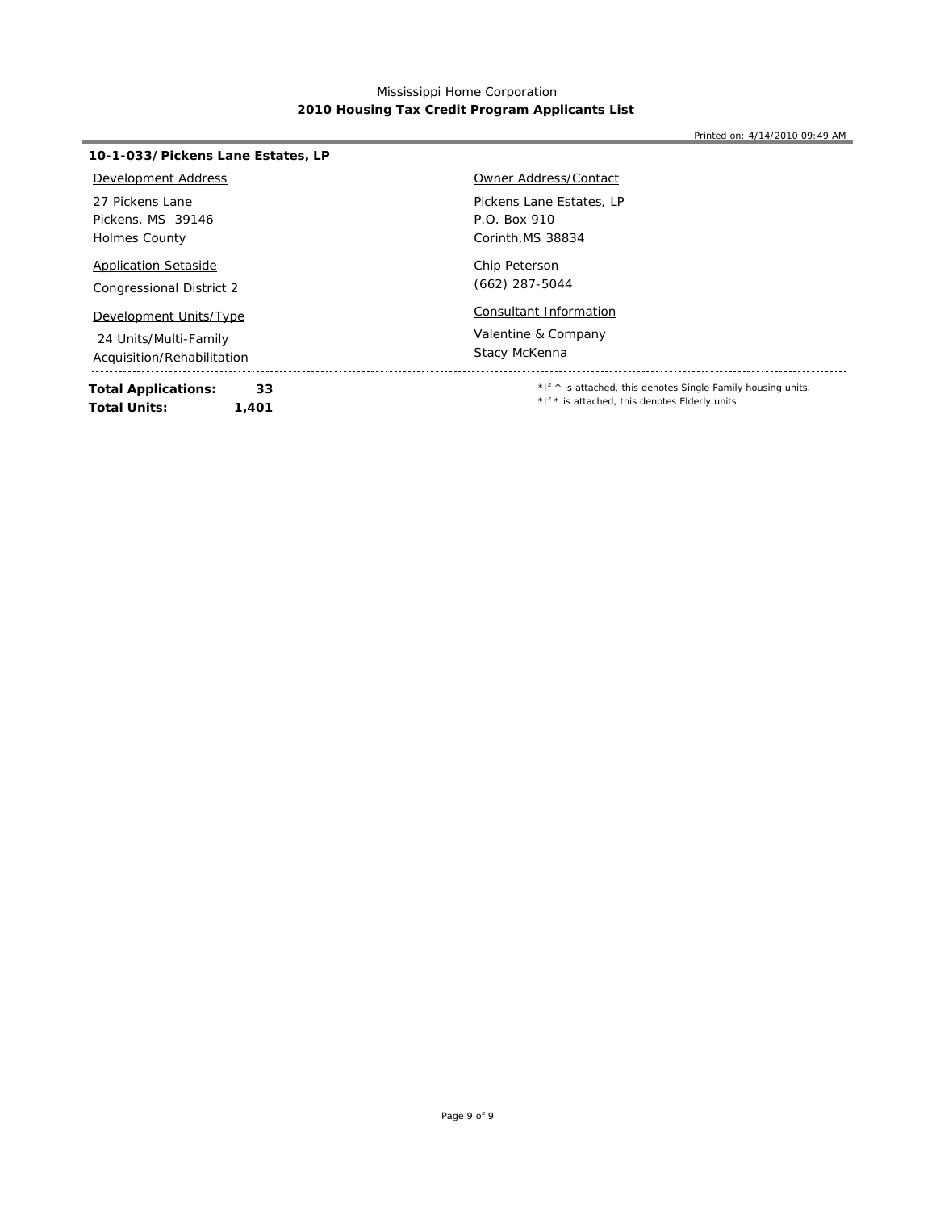Mississippi Home Corporation

**2010 Housing Tax Credit Program Applicants List**

Printed on: 4/14/2010 09:49 AM

### 10-1-033/Pickens Lane Estates, LP

Development Address

27 Pickens Lane
Pickens, MS 39146
Holmes County

Application Setaside

Congressional District 2

Development Units/Type

24 Units/Multi-Family
Acquisition/Rehabilitation

Owner Address/Contact

Pickens Lane Estates, LP
P.O. Box 910
Corinth,MS 38834

Chip Peterson
(662) 287-5044

Consultant Information

Valentine & Company
Stacy McKenna

---

**Total Applications:** **33**
**Total Units:** **1,401**

*If ^ is attached, this denotes Single Family housing units.
*If * is attached, this denotes Elderly units.